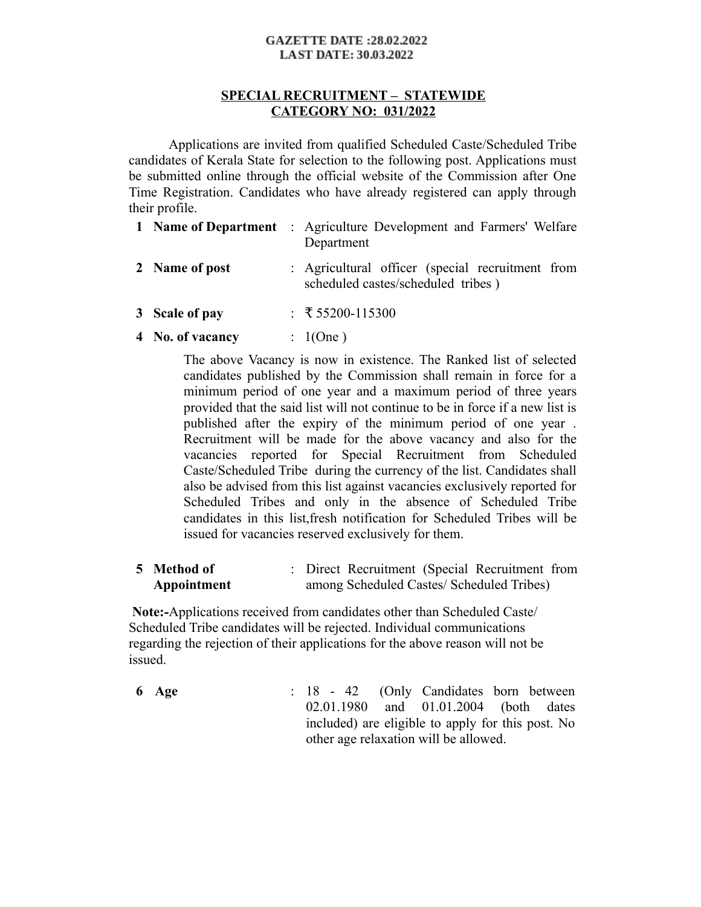**GAZETTE DATE :28.02.2022**
**LAST DATE: 30.03.2022**

**SPECIAL RECRUITMENT – STATEWIDE**
**CATEGORY NO: 031/2022**

Applications are invited from qualified Scheduled Caste/Scheduled Tribe candidates of Kerala State for selection to the following post. Applications must be submitted online through the official website of the Commission after One Time Registration. Candidates who have already registered can apply through their profile.

**1 Name of Department** : Agriculture Development and Farmers' Welfare Department

**2 Name of post** : Agricultural officer (special recruitment from scheduled castes/scheduled tribes )

**3 Scale of pay** : ₹ 55200-115300

**4 No. of vacancy** : 1(One )

The above Vacancy is now in existence. The Ranked list of selected candidates published by the Commission shall remain in force for a minimum period of one year and a maximum period of three years provided that the said list will not continue to be in force if a new list is published after the expiry of the minimum period of one year . Recruitment will be made for the above vacancy and also for the vacancies reported for Special Recruitment from Scheduled Caste/Scheduled Tribe during the currency of the list. Candidates shall also be advised from this list against vacancies exclusively reported for Scheduled Tribes and only in the absence of Scheduled Tribe candidates in this list,fresh notification for Scheduled Tribes will be issued for vacancies reserved exclusively for them.

**5 Method of Appointment** : Direct Recruitment (Special Recruitment from among Scheduled Castes/ Scheduled Tribes)

**Note:-**Applications received from candidates other than Scheduled Caste/ Scheduled Tribe candidates will be rejected. Individual communications regarding the rejection of their applications for the above reason will not be issued.

**6 Age** : 18 - 42 (Only Candidates born between 02.01.1980 and 01.01.2004 (both dates included) are eligible to apply for this post. No other age relaxation will be allowed.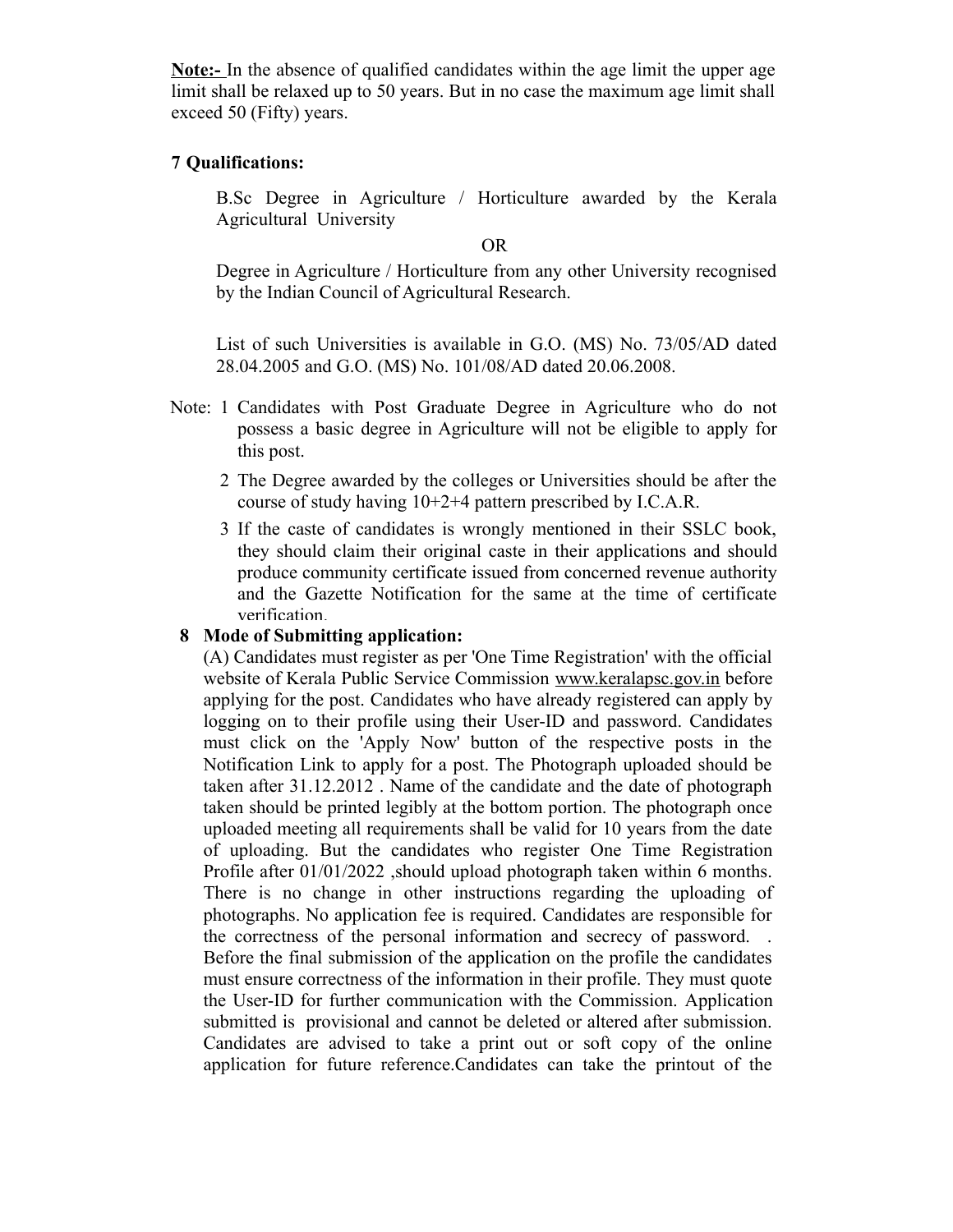**Note:-** In the absence of qualified candidates within the age limit the upper age limit shall be relaxed up to 50 years. But in no case the maximum age limit shall exceed 50 (Fifty) years.

**7 Qualifications:**

B.Sc Degree in Agriculture / Horticulture awarded by the Kerala Agricultural University

OR

Degree in Agriculture / Horticulture from any other University recognised by the Indian Council of Agricultural Research.

List of such Universities is available in G.O. (MS) No. 73/05/AD dated 28.04.2005 and G.O. (MS) No. 101/08/AD dated 20.06.2008.

Note:

1. Candidates with Post Graduate Degree in Agriculture who do not possess a basic degree in Agriculture will not be eligible to apply for this post.
2. The Degree awarded by the colleges or Universities should be after the course of study having 10+2+4 pattern prescribed by I.C.A.R.
3. If the caste of candidates is wrongly mentioned in their SSLC book, they should claim their original caste in their applications and should produce community certificate issued from concerned revenue authority and the Gazette Notification for the same at the time of certificate verification.

**8 Mode of Submitting application:**

(A) Candidates must register as per 'One Time Registration' with the official website of Kerala Public Service Commission www.keralapsc.gov.in before applying for the post. Candidates who have already registered can apply by logging on to their profile using their User-ID and password. Candidates must click on the 'Apply Now' button of the respective posts in the Notification Link to apply for a post. The Photograph uploaded should be taken after 31.12.2012 . Name of the candidate and the date of photograph taken should be printed legibly at the bottom portion. The photograph once uploaded meeting all requirements shall be valid for 10 years from the date of uploading. But the candidates who register One Time Registration Profile after 01/01/2022 ,should upload photograph taken within 6 months. There is no change in other instructions regarding the uploading of photographs. No application fee is required. Candidates are responsible for the correctness of the personal information and secrecy of password. . Before the final submission of the application on the profile the candidates must ensure correctness of the information in their profile. They must quote the User-ID for further communication with the Commission. Application submitted is provisional and cannot be deleted or altered after submission. Candidates are advised to take a print out or soft copy of the online application for future reference.Candidates can take the printout of the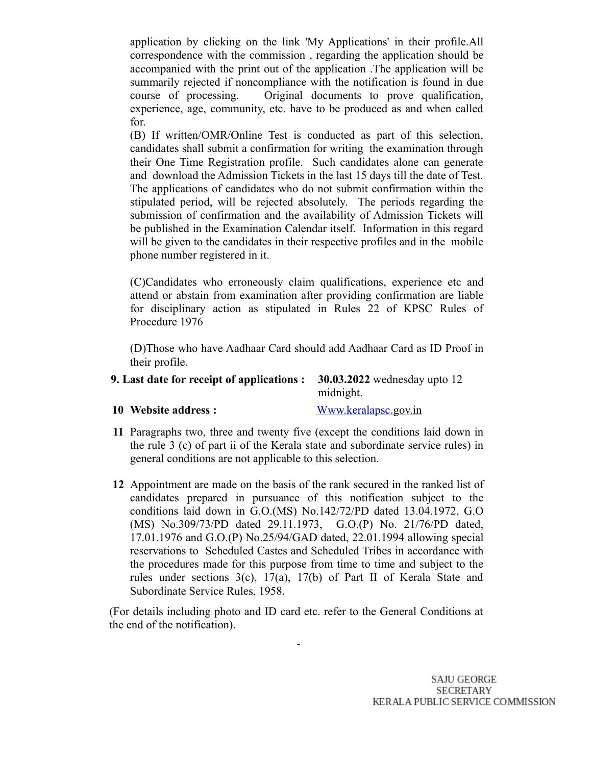application by clicking on the link 'My Applications' in their profile.All correspondence with the commission , regarding the application should be accompanied with the print out of the application .The application will be summarily rejected if noncompliance with the notification is found in due course of processing. Original documents to prove qualification, experience, age, community, etc. have to be produced as and when called for.

(B) If written/OMR/Online Test is conducted as part of this selection, candidates shall submit a confirmation for writing the examination through their One Time Registration profile. Such candidates alone can generate and download the Admission Tickets in the last 15 days till the date of Test. The applications of candidates who do not submit confirmation within the stipulated period, will be rejected absolutely. The periods regarding the submission of confirmation and the availability of Admission Tickets will be published in the Examination Calendar itself. Information in this regard will be given to the candidates in their respective profiles and in the mobile phone number registered in it.

(C)Candidates who erroneously claim qualifications, experience etc and attend or abstain from examination after providing confirmation are liable for disciplinary action as stipulated in Rules 22 of KPSC Rules of Procedure 1976

(D)Those who have Aadhaar Card should add Aadhaar Card as ID Proof in their profile.

**9. Last date for receipt of applications :** **30.03.2022** wednesday upto 12 midnight.

**10 Website address :** Www.keralapsc.gov.in

**11** Paragraphs two, three and twenty five (except the conditions laid down in the rule 3 (c) of part ii of the Kerala state and subordinate service rules) in general conditions are not applicable to this selection.

**12** Appointment are made on the basis of the rank secured in the ranked list of candidates prepared in pursuance of this notification subject to the conditions laid down in G.O.(MS) No.142/72/PD dated 13.04.1972, G.O (MS) No.309/73/PD dated 29.11.1973, G.O.(P) No. 21/76/PD dated, 17.01.1976 and G.O.(P) No.25/94/GAD dated, 22.01.1994 allowing special reservations to Scheduled Castes and Scheduled Tribes in accordance with the procedures made for this purpose from time to time and subject to the rules under sections 3(c), 17(a), 17(b) of Part II of Kerala State and Subordinate Service Rules, 1958.

(For details including photo and ID card etc. refer to the General Conditions at the end of the notification).

SAJU GEORGE
SECRETARY
KERALA PUBLIC SERVICE COMMISSION